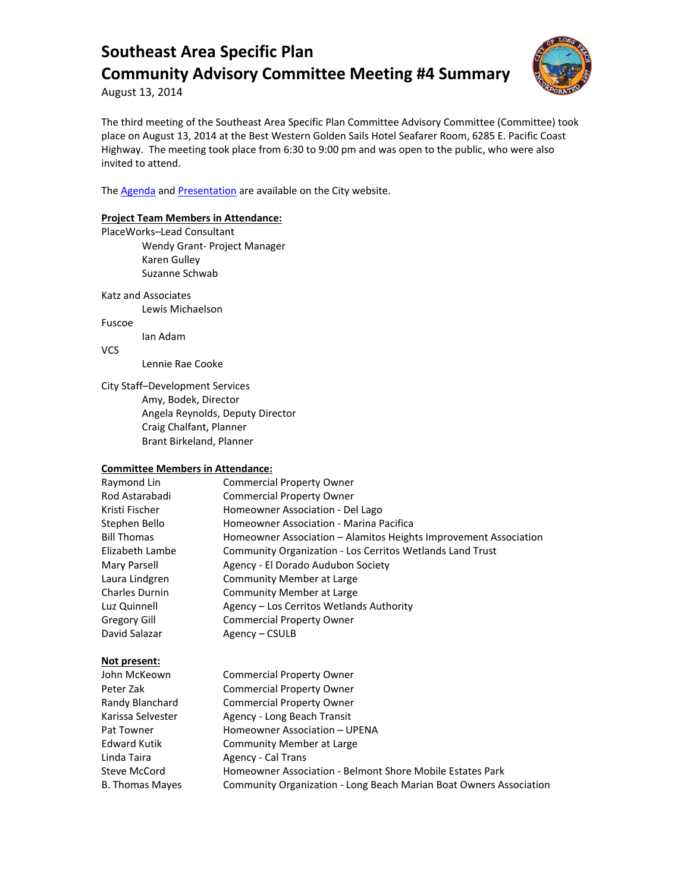# Southeast Area Specific Plan
# Community Advisory Committee Meeting #4 Summary

August 13, 2014

The third meeting of the Southeast Area Specific Plan Committee Advisory Committee (Committee) took place on August 13, 2014 at the Best Western Golden Sails Hotel Seafarer Room, 6285 E. Pacific Coast Highway. The meeting took place from 6:30 to 9:00 pm and was open to the public, who were also invited to attend.

The Agenda and Presentation are available on the City website.

**Project Team Members in Attendance:**

PlaceWorks–Lead Consultant

- Wendy Grant- Project Manager
- Karen Gulley
- Suzanne Schwab

Katz and Associates

- Lewis Michaelson

Fuscoe

- Ian Adam

VCS

- Lennie Rae Cooke

City Staff–Development Services

- Amy, Bodek, Director
- Angela Reynolds, Deputy Director
- Craig Chalfant, Planner
- Brant Birkeland, Planner

**Committee Members in Attendance:**

| | |
|---|---|
| Raymond Lin | Commercial Property Owner |
| Rod Astarabadi | Commercial Property Owner |
| Kristi Fischer | Homeowner Association - Del Lago |
| Stephen Bello | Homeowner Association - Marina Pacifica |
| Bill Thomas | Homeowner Association – Alamitos Heights Improvement Association |
| Elizabeth Lambe | Community Organization - Los Cerritos Wetlands Land Trust |
| Mary Parsell | Agency - El Dorado Audubon Society |
| Laura Lindgren | Community Member at Large |
| Charles Durnin | Community Member at Large |
| Luz Quinnell | Agency – Los Cerritos Wetlands Authority |
| Gregory Gill | Commercial Property Owner |
| David Salazar | Agency – CSULB |

**Not present:**

| | |
|---|---|
| John McKeown | Commercial Property Owner |
| Peter Zak | Commercial Property Owner |
| Randy Blanchard | Commercial Property Owner |
| Karissa Selvester | Agency - Long Beach Transit |
| Pat Towner | Homeowner Association – UPENA |
| Edward Kutik | Community Member at Large |
| Linda Taira | Agency - Cal Trans |
| Steve McCord | Homeowner Association - Belmont Shore Mobile Estates Park |
| B. Thomas Mayes | Community Organization - Long Beach Marian Boat Owners Association |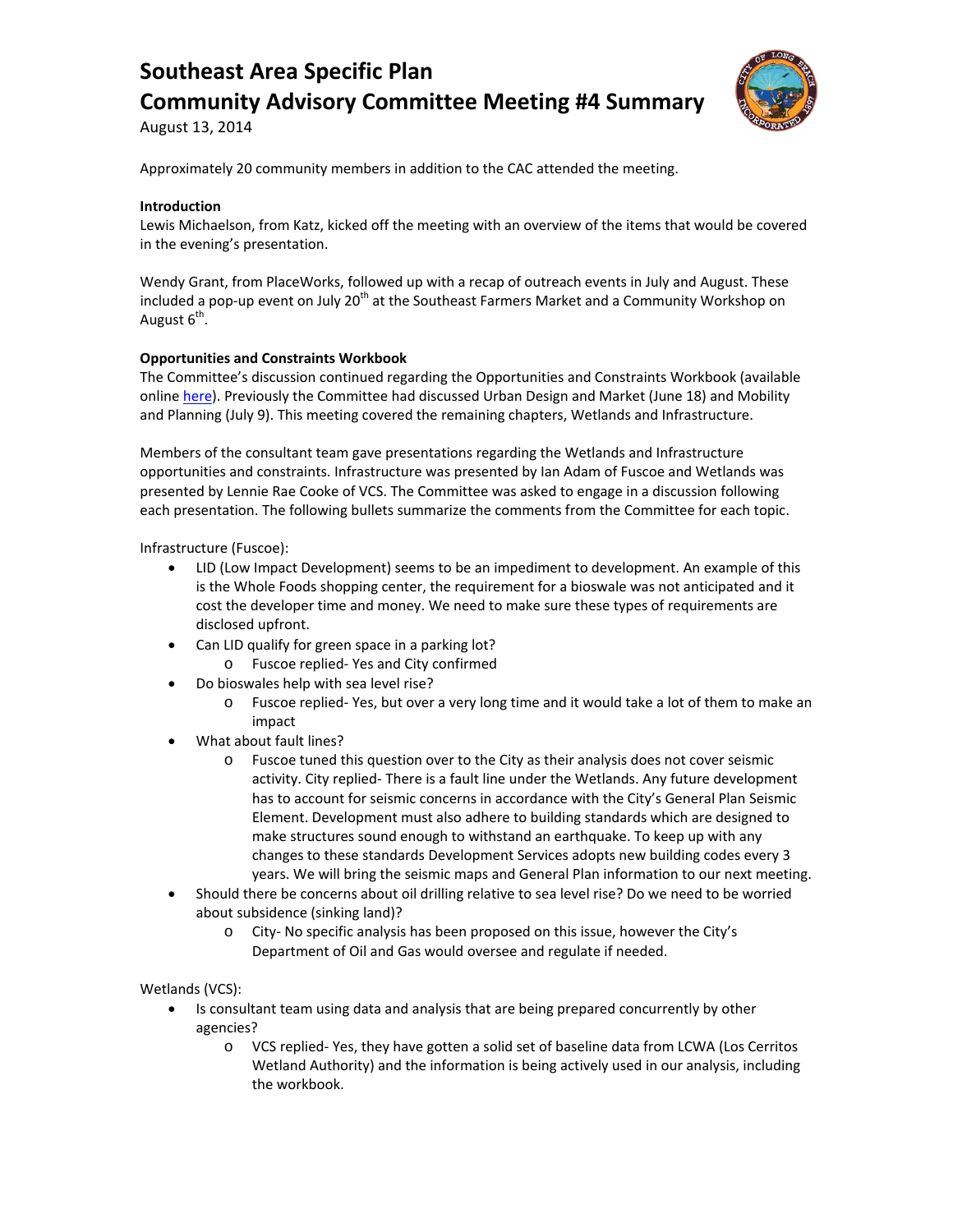# Southeast Area Specific Plan

# Community Advisory Committee Meeting #4 Summary

August 13, 2014

Approximately 20 community members in addition to the CAC attended the meeting.

**Introduction**

Lewis Michaelson, from Katz, kicked off the meeting with an overview of the items that would be covered in the evening's presentation.

Wendy Grant, from PlaceWorks, followed up with a recap of outreach events in July and August. These included a pop-up event on July 20th at the Southeast Farmers Market and a Community Workshop on August 6th.

**Opportunities and Constraints Workbook**

The Committee's discussion continued regarding the Opportunities and Constraints Workbook (available online here). Previously the Committee had discussed Urban Design and Market (June 18) and Mobility and Planning (July 9). This meeting covered the remaining chapters, Wetlands and Infrastructure.

Members of the consultant team gave presentations regarding the Wetlands and Infrastructure opportunities and constraints. Infrastructure was presented by Ian Adam of Fuscoe and Wetlands was presented by Lennie Rae Cooke of VCS. The Committee was asked to engage in a discussion following each presentation. The following bullets summarize the comments from the Committee for each topic.

Infrastructure (Fuscoe):

- LID (Low Impact Development) seems to be an impediment to development. An example of this is the Whole Foods shopping center, the requirement for a bioswale was not anticipated and it cost the developer time and money. We need to make sure these types of requirements are disclosed upfront.
- Can LID qualify for green space in a parking lot?
  - Fuscoe replied- Yes and City confirmed
- Do bioswales help with sea level rise?
  - Fuscoe replied- Yes, but over a very long time and it would take a lot of them to make an impact
- What about fault lines?
  - Fuscoe tuned this question over to the City as their analysis does not cover seismic activity. City replied- There is a fault line under the Wetlands. Any future development has to account for seismic concerns in accordance with the City's General Plan Seismic Element. Development must also adhere to building standards which are designed to make structures sound enough to withstand an earthquake. To keep up with any changes to these standards Development Services adopts new building codes every 3 years. We will bring the seismic maps and General Plan information to our next meeting.
- Should there be concerns about oil drilling relative to sea level rise? Do we need to be worried about subsidence (sinking land)?
  - City- No specific analysis has been proposed on this issue, however the City's Department of Oil and Gas would oversee and regulate if needed.

Wetlands (VCS):

- Is consultant team using data and analysis that are being prepared concurrently by other agencies?
  - VCS replied- Yes, they have gotten a solid set of baseline data from LCWA (Los Cerritos Wetland Authority) and the information is being actively used in our analysis, including the workbook.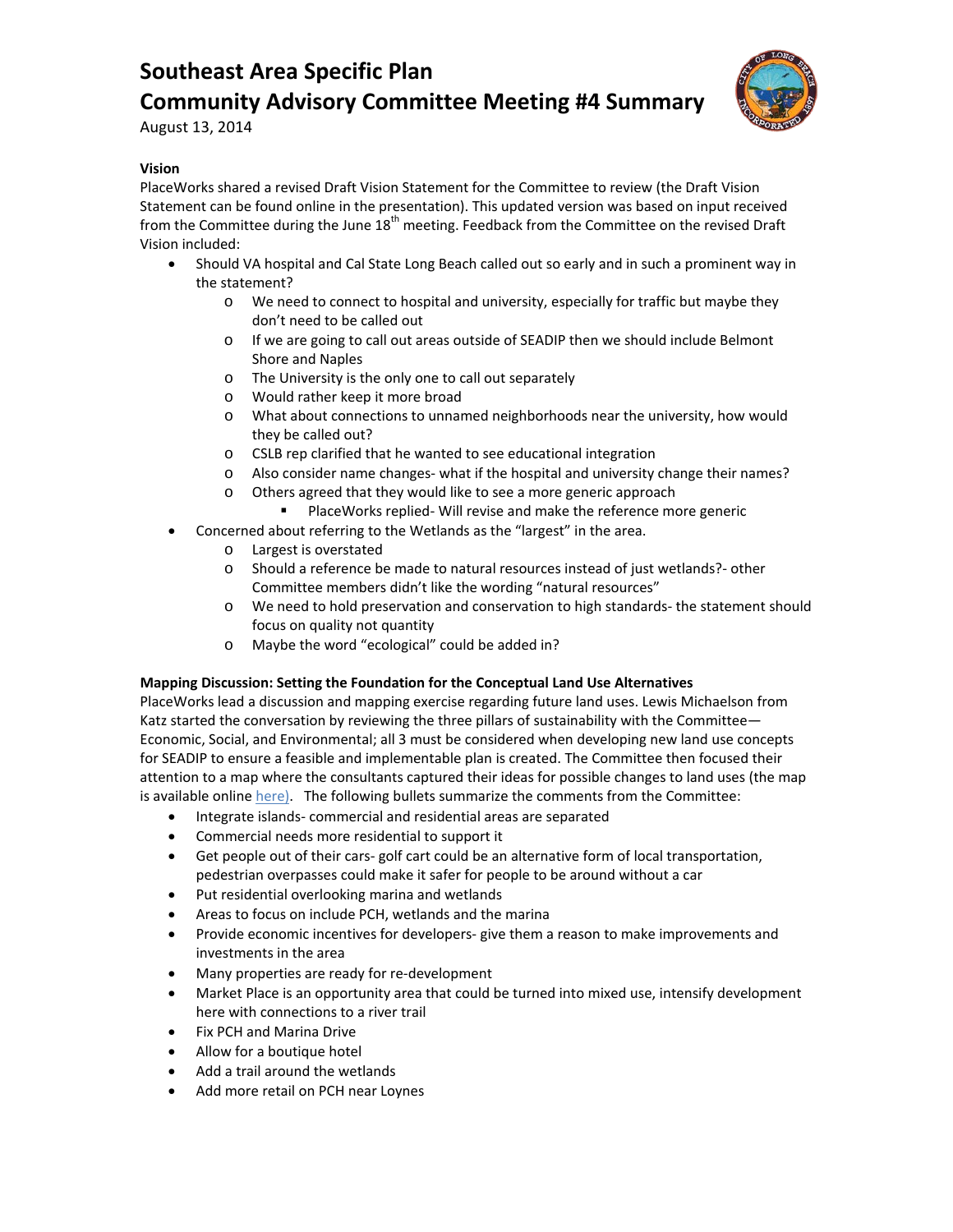# Southeast Area Specific Plan
# Community Advisory Committee Meeting #4 Summary

August 13, 2014

**Vision**

PlaceWorks shared a revised Draft Vision Statement for the Committee to review (the Draft Vision Statement can be found online in the presentation). This updated version was based on input received from the Committee during the June 18th meeting. Feedback from the Committee on the revised Draft Vision included:

- Should VA hospital and Cal State Long Beach called out so early and in such a prominent way in the statement?
  - We need to connect to hospital and university, especially for traffic but maybe they don't need to be called out
  - If we are going to call out areas outside of SEADIP then we should include Belmont Shore and Naples
  - The University is the only one to call out separately
  - Would rather keep it more broad
  - What about connections to unnamed neighborhoods near the university, how would they be called out?
  - CSLB rep clarified that he wanted to see educational integration
  - Also consider name changes- what if the hospital and university change their names?
  - Others agreed that they would like to see a more generic approach
    - PlaceWorks replied- Will revise and make the reference more generic
- Concerned about referring to the Wetlands as the "largest" in the area.
  - Largest is overstated
  - Should a reference be made to natural resources instead of just wetlands?- other Committee members didn't like the wording "natural resources"
  - We need to hold preservation and conservation to high standards- the statement should focus on quality not quantity
  - Maybe the word "ecological" could be added in?

**Mapping Discussion: Setting the Foundation for the Conceptual Land Use Alternatives**

PlaceWorks lead a discussion and mapping exercise regarding future land uses. Lewis Michaelson from Katz started the conversation by reviewing the three pillars of sustainability with the Committee—Economic, Social, and Environmental; all 3 must be considered when developing new land use concepts for SEADIP to ensure a feasible and implementable plan is created. The Committee then focused their attention to a map where the consultants captured their ideas for possible changes to land uses (the map is available online here). The following bullets summarize the comments from the Committee:

- Integrate islands- commercial and residential areas are separated
- Commercial needs more residential to support it
- Get people out of their cars- golf cart could be an alternative form of local transportation, pedestrian overpasses could make it safer for people to be around without a car
- Put residential overlooking marina and wetlands
- Areas to focus on include PCH, wetlands and the marina
- Provide economic incentives for developers- give them a reason to make improvements and investments in the area
- Many properties are ready for re-development
- Market Place is an opportunity area that could be turned into mixed use, intensify development here with connections to a river trail
- Fix PCH and Marina Drive
- Allow for a boutique hotel
- Add a trail around the wetlands
- Add more retail on PCH near Loynes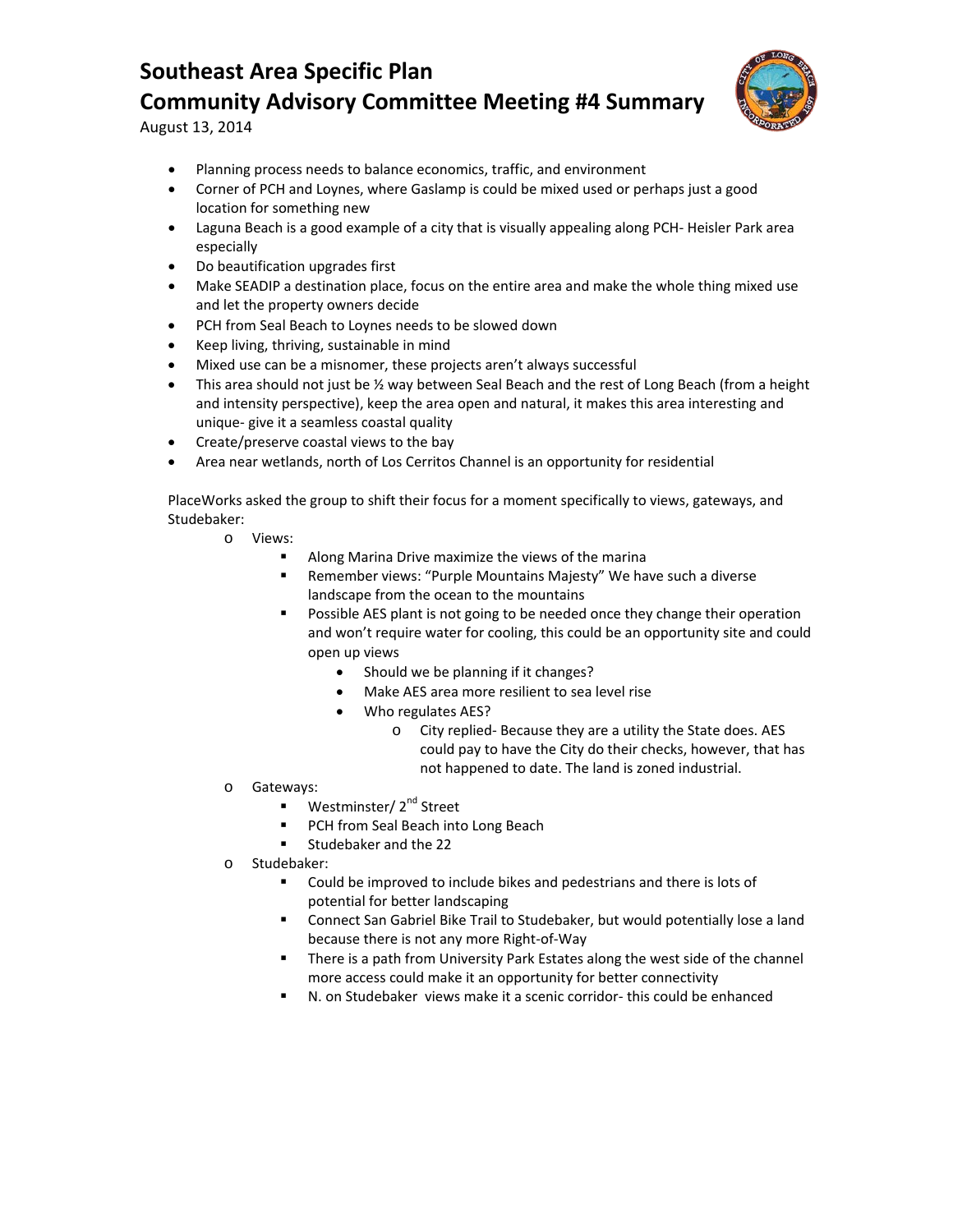# Southeast Area Specific Plan
# Community Advisory Committee Meeting #4 Summary

August 13, 2014

- Planning process needs to balance economics, traffic, and environment
- Corner of PCH and Loynes, where Gaslamp is could be mixed used or perhaps just a good location for something new
- Laguna Beach is a good example of a city that is visually appealing along PCH- Heisler Park area especially
- Do beautification upgrades first
- Make SEADIP a destination place, focus on the entire area and make the whole thing mixed use and let the property owners decide
- PCH from Seal Beach to Loynes needs to be slowed down
- Keep living, thriving, sustainable in mind
- Mixed use can be a misnomer, these projects aren't always successful
- This area should not just be ½ way between Seal Beach and the rest of Long Beach (from a height and intensity perspective), keep the area open and natural, it makes this area interesting and unique- give it a seamless coastal quality
- Create/preserve coastal views to the bay
- Area near wetlands, north of Los Cerritos Channel is an opportunity for residential

PlaceWorks asked the group to shift their focus for a moment specifically to views, gateways, and Studebaker:

- Views:
  - Along Marina Drive maximize the views of the marina
  - Remember views: "Purple Mountains Majesty" We have such a diverse landscape from the ocean to the mountains
  - Possible AES plant is not going to be needed once they change their operation and won't require water for cooling, this could be an opportunity site and could open up views
    - Should we be planning if it changes?
    - Make AES area more resilient to sea level rise
    - Who regulates AES?
      - City replied- Because they are a utility the State does. AES could pay to have the City do their checks, however, that has not happened to date. The land is zoned industrial.
- Gateways:
  - Westminster/ 2nd Street
  - PCH from Seal Beach into Long Beach
  - Studebaker and the 22
- Studebaker:
  - Could be improved to include bikes and pedestrians and there is lots of potential for better landscaping
  - Connect San Gabriel Bike Trail to Studebaker, but would potentially lose a land because there is not any more Right-of-Way
  - There is a path from University Park Estates along the west side of the channel more access could make it an opportunity for better connectivity
  - N. on Studebaker views make it a scenic corridor- this could be enhanced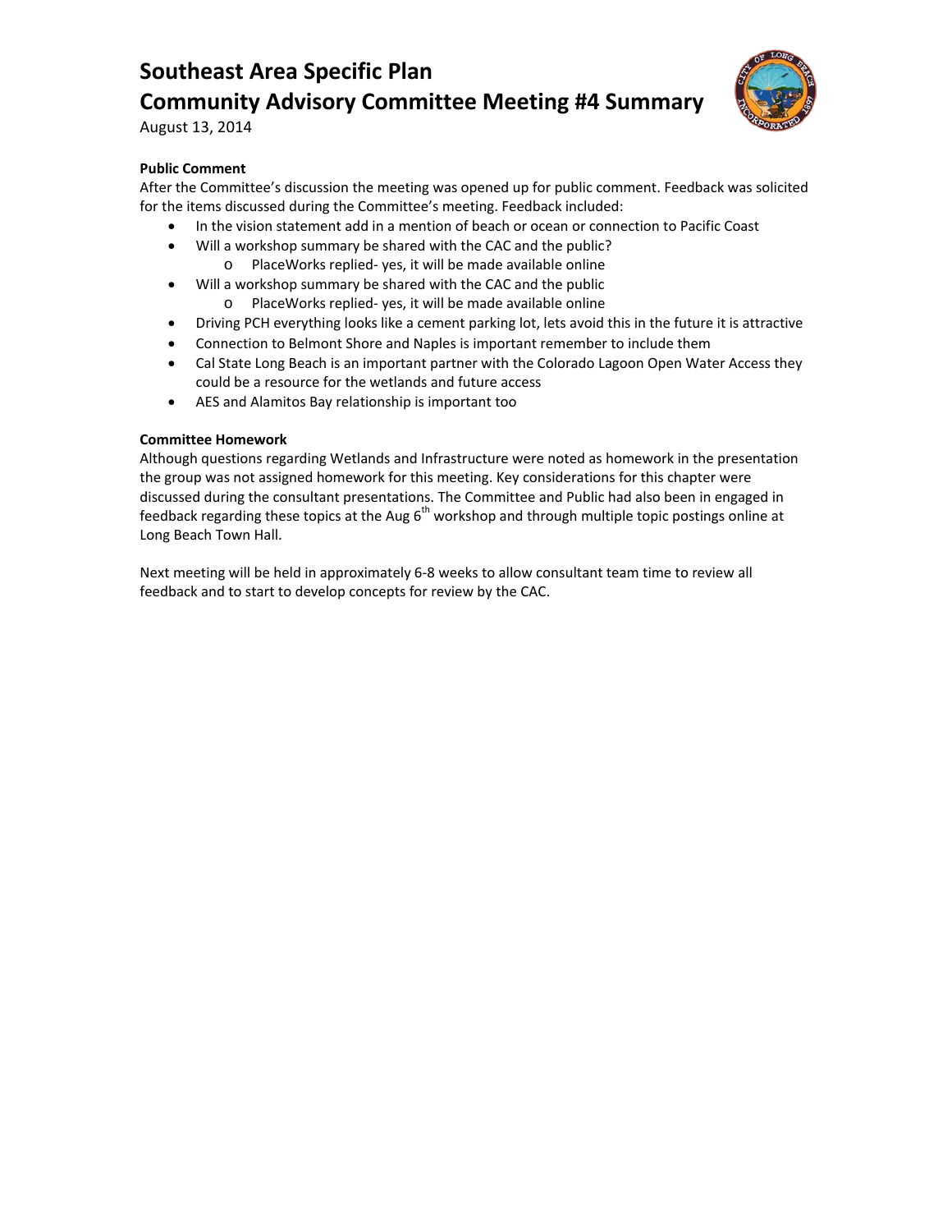# Southeast Area Specific Plan

# Community Advisory Committee Meeting #4 Summary

August 13, 2014

**Public Comment**

After the Committee's discussion the meeting was opened up for public comment. Feedback was solicited for the items discussed during the Committee's meeting. Feedback included:

- In the vision statement add in a mention of beach or ocean or connection to Pacific Coast
- Will a workshop summary be shared with the CAC and the public?
  - PlaceWorks replied- yes, it will be made available online
- Will a workshop summary be shared with the CAC and the public
  - PlaceWorks replied- yes, it will be made available online
- Driving PCH everything looks like a cement parking lot, lets avoid this in the future it is attractive
- Connection to Belmont Shore and Naples is important remember to include them
- Cal State Long Beach is an important partner with the Colorado Lagoon Open Water Access they could be a resource for the wetlands and future access
- AES and Alamitos Bay relationship is important too

**Committee Homework**

Although questions regarding Wetlands and Infrastructure were noted as homework in the presentation the group was not assigned homework for this meeting. Key considerations for this chapter were discussed during the consultant presentations. The Committee and Public had also been in engaged in feedback regarding these topics at the Aug 6th workshop and through multiple topic postings online at Long Beach Town Hall.

Next meeting will be held in approximately 6-8 weeks to allow consultant team time to review all feedback and to start to develop concepts for review by the CAC.